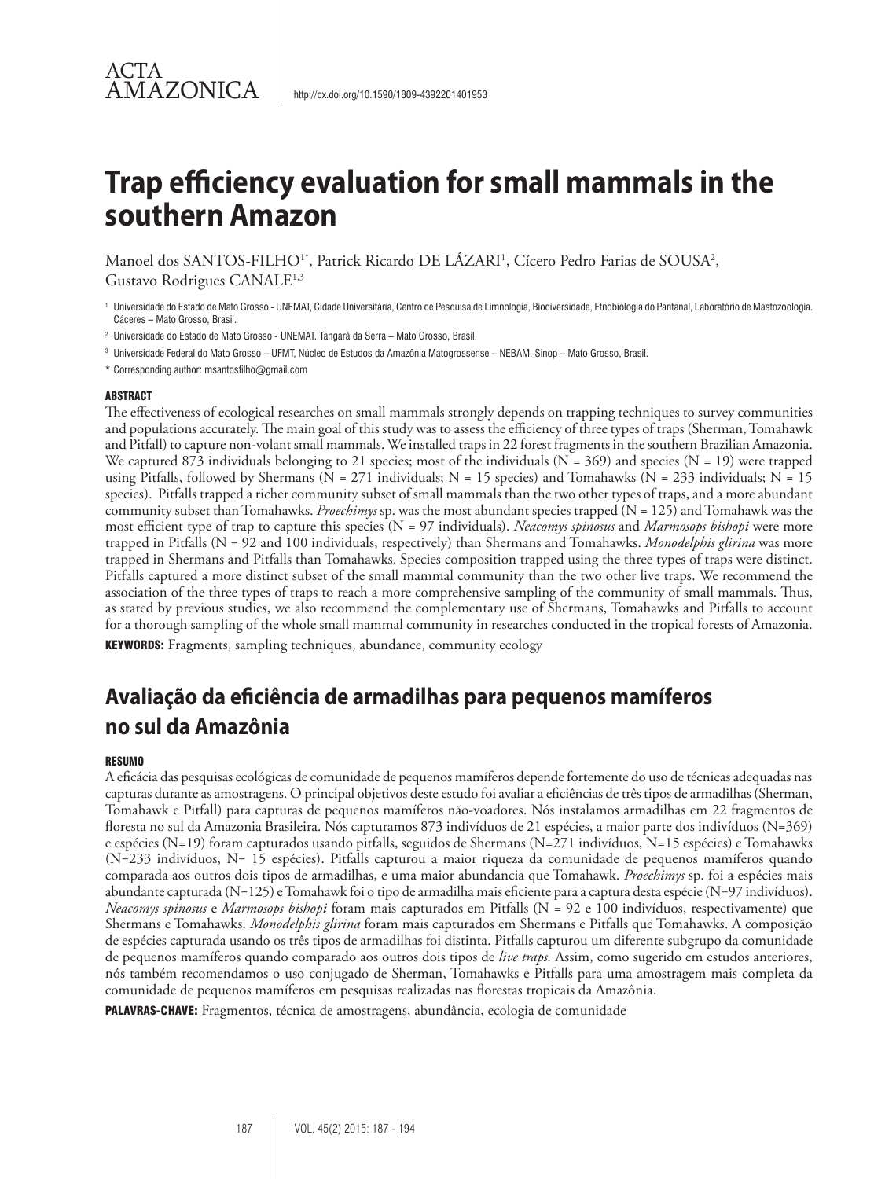ACTA AMAZONICA

http://dx.doi.org/10.1590/1809-4392201401953

# Trap efficiency evaluation for small mammals in the southern Amazon

Manoel dos SANTOS-FILHO[1*], Patrick Ricardo DE LÁZARI[1], Cícero Pedro Farias de SOUSA[2], Gustavo Rodrigues CANALE[1,3]

[1] Universidade do Estado de Mato Grosso - UNEMAT, Cidade Universitária, Centro de Pesquisa de Limnologia, Biodiversidade, Etnobiologia do Pantanal, Laboratório de Mastozoologia. Cáceres – Mato Grosso, Brasil.

[2] Universidade do Estado de Mato Grosso - UNEMAT. Tangará da Serra – Mato Grosso, Brasil.

[3] Universidade Federal do Mato Grosso – UFMT, Núcleo de Estudos da Amazônia Matogrossense – NEBAM. Sinop – Mato Grosso, Brasil.

\* Corresponding author: msantosfilho@gmail.com

## ABSTRACT

The effectiveness of ecological researches on small mammals strongly depends on trapping techniques to survey communities and populations accurately. The main goal of this study was to assess the efficiency of three types of traps (Sherman, Tomahawk and Pitfall) to capture non-volant small mammals. We installed traps in 22 forest fragments in the southern Brazilian Amazonia. We captured 873 individuals belonging to 21 species; most of the individuals (N = 369) and species (N = 19) were trapped using Pitfalls, followed by Shermans (N = 271 individuals; N = 15 species) and Tomahawks (N = 233 individuals; N = 15 species). Pitfalls trapped a richer community subset of small mammals than the two other types of traps, and a more abundant community subset than Tomahawks. *Proechimys* sp. was the most abundant species trapped (N = 125) and Tomahawk was the most efficient type of trap to capture this species (N = 97 individuals). *Neacomys spinosus* and *Marmosops bishopi* were more trapped in Pitfalls (N = 92 and 100 individuals, respectively) than Shermans and Tomahawks. *Monodelphis glirina* was more trapped in Shermans and Pitfalls than Tomahawks. Species composition trapped using the three types of traps were distinct. Pitfalls captured a more distinct subset of the small mammal community than the two other live traps. We recommend the association of the three types of traps to reach a more comprehensive sampling of the community of small mammals. Thus, as stated by previous studies, we also recommend the complementary use of Shermans, Tomahawks and Pitfalls to account for a thorough sampling of the whole small mammal community in researches conducted in the tropical forests of Amazonia.

**KEYWORDS:** Fragments, sampling techniques, abundance, community ecology

# Avaliação da eficiência de armadilhas para pequenos mamíferos no sul da Amazônia

## RESUMO

A eficácia das pesquisas ecológicas de comunidade de pequenos mamíferos depende fortemente do uso de técnicas adequadas nas capturas durante as amostragens. O principal objetivos deste estudo foi avaliar a eficiências de três tipos de armadilhas (Sherman, Tomahawk e Pitfall) para capturas de pequenos mamíferos não-voadores. Nós instalamos armadilhas em 22 fragmentos de floresta no sul da Amazonia Brasileira. Nós capturamos 873 indivíduos de 21 espécies, a maior parte dos indivíduos (N=369) e espécies (N=19) foram capturados usando pitfalls, seguidos de Shermans (N=271 indivíduos, N=15 espécies) e Tomahawks (N=233 indivíduos, N= 15 espécies). Pitfalls capturou a maior riqueza da comunidade de pequenos mamíferos quando comparada aos outros dois tipos de armadilhas, e uma maior abundancia que Tomahawk. *Proechimys* sp. foi a espécies mais abundante capturada (N=125) e Tomahawk foi o tipo de armadilha mais eficiente para a captura desta espécie (N=97 indivíduos). *Neacomys spinosus* e *Marmosops bishopi* foram mais capturados em Pitfalls (N = 92 e 100 indivíduos, respectivamente) que Shermans e Tomahawks. *Monodelphis glirina* foram mais capturados em Shermans e Pitfalls que Tomahawks. A composição de espécies capturada usando os três tipos de armadilhas foi distinta. Pitfalls capturou um diferente subgrupo da comunidade de pequenos mamíferos quando comparado aos outros dois tipos de *live traps*. Assim, como sugerido em estudos anteriores, nós também recomendamos o uso conjugado de Sherman, Tomahawks e Pitfalls para uma amostragem mais completa da comunidade de pequenos mamíferos em pesquisas realizadas nas florestas tropicais da Amazônia.

**PALAVRAS-CHAVE:** Fragmentos, técnica de amostragens, abundância, ecologia de comunidade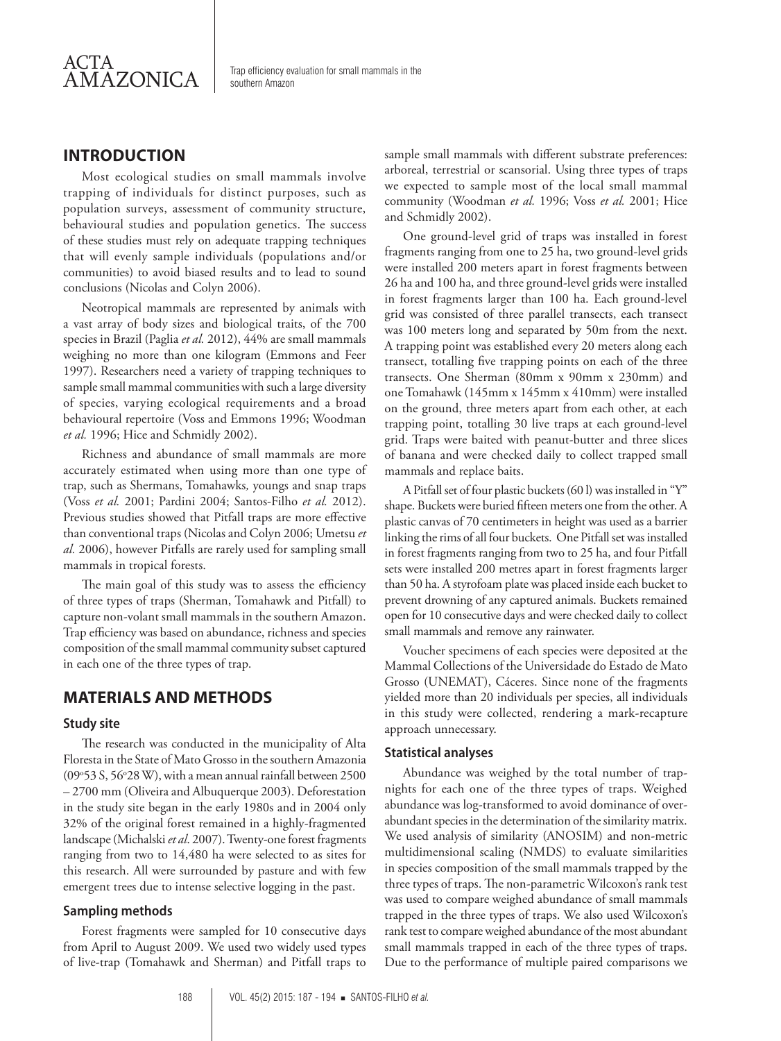## INTRODUCTION

Most ecological studies on small mammals involve trapping of individuals for distinct purposes, such as population surveys, assessment of community structure, behavioural studies and population genetics. The success of these studies must rely on adequate trapping techniques that will evenly sample individuals (populations and/or communities) to avoid biased results and to lead to sound conclusions (Nicolas and Colyn 2006).

Neotropical mammals are represented by animals with a vast array of body sizes and biological traits, of the 700 species in Brazil (Paglia *et al.* 2012), 44% are small mammals weighing no more than one kilogram (Emmons and Feer 1997). Researchers need a variety of trapping techniques to sample small mammal communities with such a large diversity of species, varying ecological requirements and a broad behavioural repertoire (Voss and Emmons 1996; Woodman *et al.* 1996; Hice and Schmidly 2002).

Richness and abundance of small mammals are more accurately estimated when using more than one type of trap, such as Shermans, Tomahawks*,* youngs and snap traps (Voss *et al.* 2001; Pardini 2004; Santos-Filho *et al.* 2012). Previous studies showed that Pitfall traps are more effective than conventional traps (Nicolas and Colyn 2006; Umetsu *et al.* 2006), however Pitfalls are rarely used for sampling small mammals in tropical forests.

The main goal of this study was to assess the efficiency of three types of traps (Sherman, Tomahawk and Pitfall) to capture non-volant small mammals in the southern Amazon. Trap efficiency was based on abundance, richness and species composition of the small mammal community subset captured in each one of the three types of trap.

## MATERIALS AND METHODS

### Study site

The research was conducted in the municipality of Alta Floresta in the State of Mato Grosso in the southern Amazonia (09°53 S, 56°28 W), with a mean annual rainfall between 2500 – 2700 mm (Oliveira and Albuquerque 2003). Deforestation in the study site began in the early 1980s and in 2004 only 32% of the original forest remained in a highly-fragmented landscape (Michalski *et al*. 2007). Twenty-one forest fragments ranging from two to 14,480 ha were selected to as sites for this research. All were surrounded by pasture and with few emergent trees due to intense selective logging in the past.

### Sampling methods

Forest fragments were sampled for 10 consecutive days from April to August 2009. We used two widely used types of live-trap (Tomahawk and Sherman) and Pitfall traps to sample small mammals with different substrate preferences: arboreal, terrestrial or scansorial. Using three types of traps we expected to sample most of the local small mammal community (Woodman *et al.* 1996; Voss *et al.* 2001; Hice and Schmidly 2002).

One ground-level grid of traps was installed in forest fragments ranging from one to 25 ha, two ground-level grids were installed 200 meters apart in forest fragments between 26 ha and 100 ha, and three ground-level grids were installed in forest fragments larger than 100 ha. Each ground-level grid was consisted of three parallel transects, each transect was 100 meters long and separated by 50m from the next. A trapping point was established every 20 meters along each transect, totalling five trapping points on each of the three transects. One Sherman (80mm x 90mm x 230mm) and one Tomahawk (145mm x 145mm x 410mm) were installed on the ground, three meters apart from each other, at each trapping point, totalling 30 live traps at each ground-level grid. Traps were baited with peanut-butter and three slices of banana and were checked daily to collect trapped small mammals and replace baits.

A Pitfall set of four plastic buckets (60 l) was installed in "Y" shape. Buckets were buried fifteen meters one from the other. A plastic canvas of 70 centimeters in height was used as a barrier linking the rims of all four buckets. One Pitfall set was installed in forest fragments ranging from two to 25 ha, and four Pitfall sets were installed 200 metres apart in forest fragments larger than 50 ha. A styrofoam plate was placed inside each bucket to prevent drowning of any captured animals. Buckets remained open for 10 consecutive days and were checked daily to collect small mammals and remove any rainwater.

Voucher specimens of each species were deposited at the Mammal Collections of the Universidade do Estado de Mato Grosso (UNEMAT), Cáceres. Since none of the fragments yielded more than 20 individuals per species, all individuals in this study were collected, rendering a mark-recapture approach unnecessary.

### Statistical analyses

Abundance was weighed by the total number of trap-nights for each one of the three types of traps. Weighed abundance was log-transformed to avoid dominance of over-abundant species in the determination of the similarity matrix. We used analysis of similarity (ANOSIM) and non-metric multidimensional scaling (NMDS) to evaluate similarities in species composition of the small mammals trapped by the three types of traps. The non-parametric Wilcoxon's rank test was used to compare weighed abundance of small mammals trapped in the three types of traps. We also used Wilcoxon's rank test to compare weighed abundance of the most abundant small mammals trapped in each of the three types of traps. Due to the performance of multiple paired comparisons we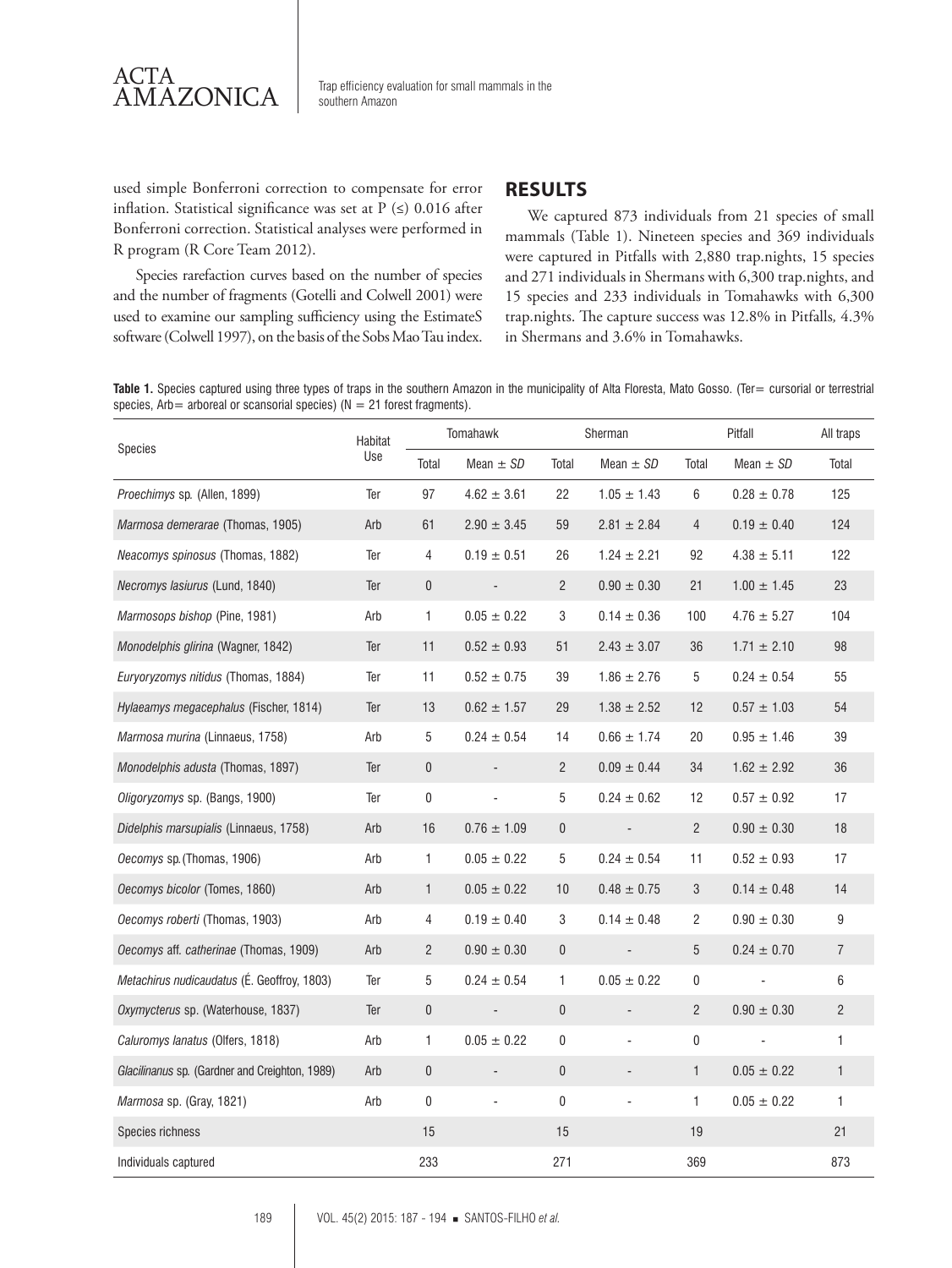used simple Bonferroni correction to compensate for error inflation. Statistical significance was set at P (≤) 0.016 after Bonferroni correction. Statistical analyses were performed in R program (R Core Team 2012).

Species rarefaction curves based on the number of species and the number of fragments (Gotelli and Colwell 2001) were used to examine our sampling sufficiency using the EstimateS software (Colwell 1997), on the basis of the Sobs Mao Tau index.

## RESULTS

We captured 873 individuals from 21 species of small mammals (Table 1). Nineteen species and 369 individuals were captured in Pitfalls with 2,880 trap.nights, 15 species and 271 individuals in Shermans with 6,300 trap.nights, and 15 species and 233 individuals in Tomahawks with 6,300 trap.nights. The capture success was 12.8% in Pitfalls, 4.3% in Shermans and 3.6% in Tomahawks.

**Table 1.** Species captured using three types of traps in the southern Amazon in the municipality of Alta Floresta, Mato Gosso. (Ter= cursorial or terrestrial species, Arb= arboreal or scansorial species) (N = 21 forest fragments).

| Species | Habitat Use | Tomahawk | | Sherman | | Pitfall | | All traps |
|---|---|---|---|---|---|---|---|---|
| | | Total | Mean ± *SD* | Total | Mean ± *SD* | Total | Mean ± *SD* | Total |
| *Proechimys* sp. (Allen, 1899) | Ter | 97 | 4.62 ± 3.61 | 22 | 1.05 ± 1.43 | 6 | 0.28 ± 0.78 | 125 |
| *Marmosa demerarae* (Thomas, 1905) | Arb | 61 | 2.90 ± 3.45 | 59 | 2.81 ± 2.84 | 4 | 0.19 ± 0.40 | 124 |
| *Neacomys spinosus* (Thomas, 1882) | Ter | 4 | 0.19 ± 0.51 | 26 | 1.24 ± 2.21 | 92 | 4.38 ± 5.11 | 122 |
| *Necromys lasiurus* (Lund, 1840) | Ter | 0 | - | 2 | 0.90 ± 0.30 | 21 | 1.00 ± 1.45 | 23 |
| *Marmosops bishop* (Pine, 1981) | Arb | 1 | 0.05 ± 0.22 | 3 | 0.14 ± 0.36 | 100 | 4.76 ± 5.27 | 104 |
| *Monodelphis glirina* (Wagner, 1842) | Ter | 11 | 0.52 ± 0.93 | 51 | 2.43 ± 3.07 | 36 | 1.71 ± 2.10 | 98 |
| *Euryoryzomys nitidus* (Thomas, 1884) | Ter | 11 | 0.52 ± 0.75 | 39 | 1.86 ± 2.76 | 5 | 0.24 ± 0.54 | 55 |
| *Hylaeamys megacephalus* (Fischer, 1814) | Ter | 13 | 0.62 ± 1.57 | 29 | 1.38 ± 2.52 | 12 | 0.57 ± 1.03 | 54 |
| *Marmosa murina* (Linnaeus, 1758) | Arb | 5 | 0.24 ± 0.54 | 14 | 0.66 ± 1.74 | 20 | 0.95 ± 1.46 | 39 |
| *Monodelphis adusta* (Thomas, 1897) | Ter | 0 | - | 2 | 0.09 ± 0.44 | 34 | 1.62 ± 2.92 | 36 |
| *Oligoryzomys* sp. (Bangs, 1900) | Ter | 0 | - | 5 | 0.24 ± 0.62 | 12 | 0.57 ± 0.92 | 17 |
| *Didelphis marsupialis* (Linnaeus, 1758) | Arb | 16 | 0.76 ± 1.09 | 0 | - | 2 | 0.90 ± 0.30 | 18 |
| *Oecomys* sp. (Thomas, 1906) | Arb | 1 | 0.05 ± 0.22 | 5 | 0.24 ± 0.54 | 11 | 0.52 ± 0.93 | 17 |
| *Oecomys bicolor* (Tomes, 1860) | Arb | 1 | 0.05 ± 0.22 | 10 | 0.48 ± 0.75 | 3 | 0.14 ± 0.48 | 14 |
| *Oecomys roberti* (Thomas, 1903) | Arb | 4 | 0.19 ± 0.40 | 3 | 0.14 ± 0.48 | 2 | 0.90 ± 0.30 | 9 |
| *Oecomys* aff. *catherinae* (Thomas, 1909) | Arb | 2 | 0.90 ± 0.30 | 0 | - | 5 | 0.24 ± 0.70 | 7 |
| *Metachirus nudicaudatus* (É. Geoffroy, 1803) | Ter | 5 | 0.24 ± 0.54 | 1 | 0.05 ± 0.22 | 0 | - | 6 |
| *Oxymycterus* sp. (Waterhouse, 1837) | Ter | 0 | - | 0 | - | 2 | 0.90 ± 0.30 | 2 |
| *Caluromys lanatus* (Olfers, 1818) | Arb | 1 | 0.05 ± 0.22 | 0 | - | 0 | - | 1 |
| *Glacilinanus* sp. (Gardner and Creighton, 1989) | Arb | 0 | - | 0 | - | 1 | 0.05 ± 0.22 | 1 |
| *Marmosa* sp. (Gray, 1821) | Arb | 0 | - | 0 | - | 1 | 0.05 ± 0.22 | 1 |
| Species richness | | 15 | | 15 | | 19 | | 21 |
| Individuals captured | | 233 | | 271 | | 369 | | 873 |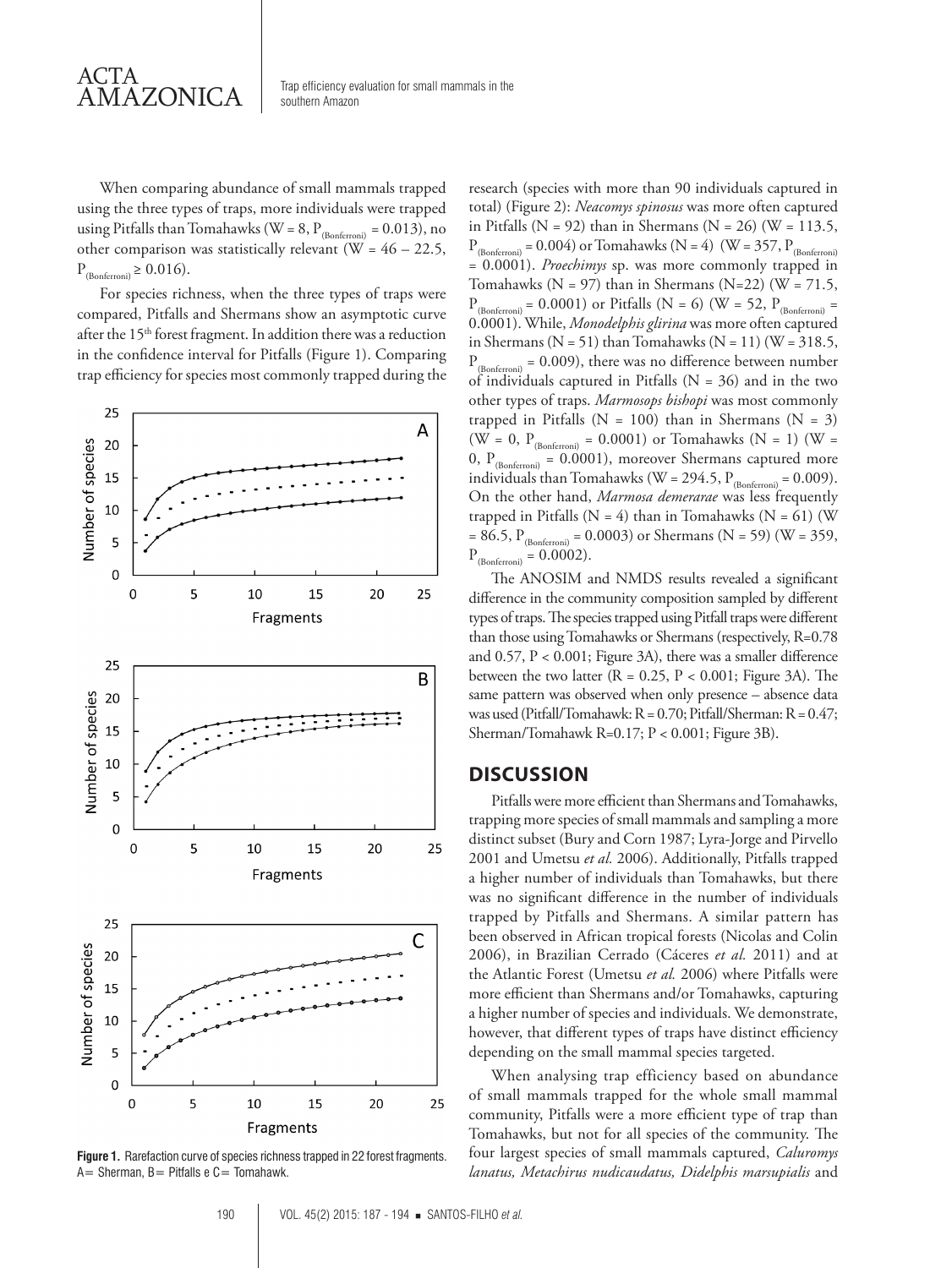When comparing abundance of small mammals trapped using the three types of traps, more individuals were trapped using Pitfalls than Tomahawks ($W = 8$, $P_{(Bonferroni)} = 0.013$), no other comparison was statistically relevant ($W = 46 – 22.5$, $P_{(Bonferroni)} \geq 0.016$).

For species richness, when the three types of traps were compared, Pitfalls and Shermans show an asymptotic curve after the 15th forest fragment. In addition there was a reduction in the confidence interval for Pitfalls (Figure 1). Comparing trap efficiency for species most commonly trapped during the research (species with more than 90 individuals captured in total) (Figure 2): *Neacomys spinosus* was more often captured in Pitfalls (N = 92) than in Shermans (N = 26) ($W = 113.5$, $P_{(Bonferroni)} = 0.004$) or Tomahawks (N = 4) ($W = 357$, $P_{(Bonferroni)} = 0.0001$). *Proechimys* sp. was more commonly trapped in Tomahawks (N = 97) than in Shermans (N=22) ($W = 71.5$, $P_{(Bonferroni)} = 0.0001$) or Pitfalls (N = 6) ($W = 52$, $P_{(Bonferroni)} = 0.0001$). While, *Monodelphis glirina* was more often captured in Shermans (N = 51) than Tomahawks (N = 11) ($W = 318.5$, $P_{(Bonferroni)} = 0.009$), there was no difference between number of individuals captured in Pitfalls (N = 36) and in the two other types of traps. *Marmosops bishopi* was most commonly trapped in Pitfalls (N = 100) than in Shermans (N = 3) ($W = 0$, $P_{(Bonferroni)} = 0.0001$) or Tomahawks (N = 1) ($W = 0$, $P_{(Bonferroni)} = 0.0001$), moreover Shermans captured more individuals than Tomahawks ($W = 294.5$, $P_{(Bonferroni)} = 0.009$). On the other hand, *Marmosa demerarae* was less frequently trapped in Pitfalls (N = 4) than in Tomahawks (N = 61) ($W = 86.5$, $P_{(Bonferroni)} = 0.0003$) or Shermans (N = 59) ($W = 359$, $P_{(Bonferroni)} = 0.0002$).

The ANOSIM and NMDS results revealed a significant difference in the community composition sampled by different types of traps. The species trapped using Pitfall traps were different than those using Tomahawks or Shermans (respectively, R=0.78 and 0.57, $P < 0.001$; Figure 3A), there was a smaller difference between the two latter ($R = 0.25$, $P < 0.001$; Figure 3A). The same pattern was observed when only presence – absence data was used (Pitfall/Tomahawk: R = 0.70; Pitfall/Sherman: R = 0.47; Sherman/Tomahawk R=0.17; $P < 0.001$; Figure 3B).

A
Number of species
Fragments
0 5 10 15 20 25

B
Number of species
Fragments
0 5 10 15 20 25

C
Number of species
Fragments
0 5 10 15 20 25

**Figure 1.** Rarefaction curve of species richness trapped in 22 forest fragments. A= Sherman, B= Pitfalls e C= Tomahawk.

## DISCUSSION

Pitfalls were more efficient than Shermans and Tomahawks, trapping more species of small mammals and sampling a more distinct subset (Bury and Corn 1987; Lyra-Jorge and Pirvello 2001 and Umetsu *et al.* 2006). Additionally, Pitfalls trapped a higher number of individuals than Tomahawks, but there was no significant difference in the number of individuals trapped by Pitfalls and Shermans. A similar pattern has been observed in African tropical forests (Nicolas and Colin 2006), in Brazilian Cerrado (Cáceres *et al.* 2011) and at the Atlantic Forest (Umetsu *et al.* 2006) where Pitfalls were more efficient than Shermans and/or Tomahawks, capturing a higher number of species and individuals. We demonstrate, however, that different types of traps have distinct efficiency depending on the small mammal species targeted.

When analysing trap efficiency based on abundance of small mammals trapped for the whole small mammal community, Pitfalls were a more efficient type of trap than Tomahawks, but not for all species of the community. The four largest species of small mammals captured, *Caluromys lanatus, Metachirus nudicaudatus, Didelphis marsupialis* and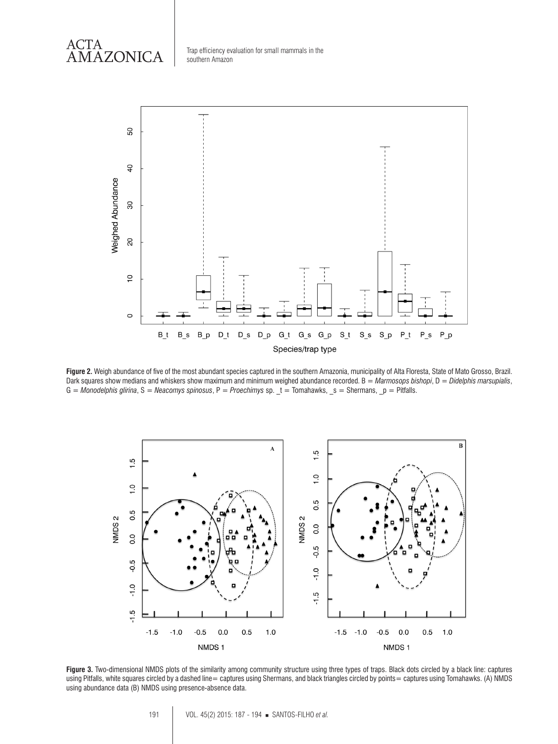Weighed Abundance

0
10
20
30
40
50

B_t B_s B_p D_t D_s D_p G_t G_s G_p S_t S_s S_p P_t P_s P_p

Species/trap type

**Figure 2.** Weigh abundance of five of the most abundant species captured in the southern Amazonia, municipality of Alta Floresta, State of Mato Grosso, Brazil. Dark squares show medians and whiskers show maximum and minimum weighed abundance recorded. B = *Marmosops bishopi*, D = *Didelphis marsupialis*, G = *Monodelphis glirina*, S = *Neacomys spinosus*, P = *Proechimys* sp. _t = Tomahawks, _s = Shermans, _p = Pitfalls.

A

NMDS 2

-1.5
-1.0
-0.5
0.0
0.5
1.0
1.5

-1.5 -1.0 -0.5 0.0 0.5 1.0

NMDS 1

B

NMDS 2

-1.5
-1.0
-0.5
0.0
0.5
1.0
1.5

-1.5 -1.0 -0.5 0.0 0.5 1.0

NMDS 1

**Figure 3.** Two-dimensional NMDS plots of the similarity among community structure using three types of traps. Black dots circled by a black line: captures using Pitfalls, white squares circled by a dashed line= captures using Shermans, and black triangles circled by points= captures using Tomahawks. (A) NMDS using abundance data (B) NMDS using presence-absence data.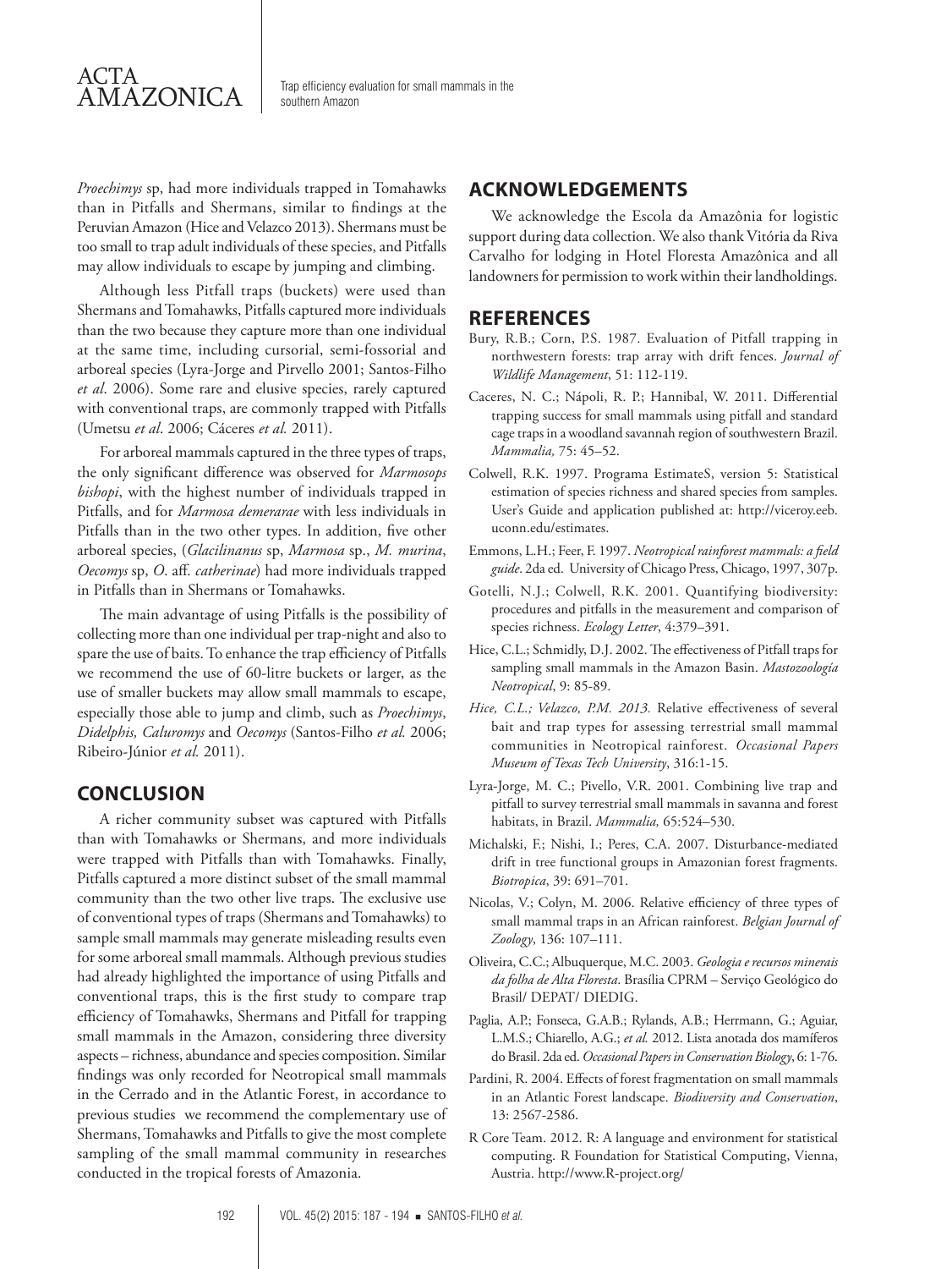*Proechimys* sp, had more individuals trapped in Tomahawks than in Pitfalls and Shermans, similar to findings at the Peruvian Amazon (Hice and Velazco 2013). Shermans must be too small to trap adult individuals of these species, and Pitfalls may allow individuals to escape by jumping and climbing.

Although less Pitfall traps (buckets) were used than Shermans and Tomahawks, Pitfalls captured more individuals than the two because they capture more than one individual at the same time, including cursorial, semi-fossorial and arboreal species (Lyra-Jorge and Pirvello 2001; Santos-Filho *et al*. 2006). Some rare and elusive species, rarely captured with conventional traps, are commonly trapped with Pitfalls (Umetsu *et al*. 2006; Cáceres *et al.* 2011).

For arboreal mammals captured in the three types of traps, the only significant difference was observed for *Marmosops bishopi*, with the highest number of individuals trapped in Pitfalls, and for *Marmosa demerarae* with less individuals in Pitfalls than in the two other types. In addition, five other arboreal species, (*Glacilinanus* sp, *Marmosa* sp., *M. murina*, *Oecomys* sp, *O.* aff. *catherinae*) had more individuals trapped in Pitfalls than in Shermans or Tomahawks.

The main advantage of using Pitfalls is the possibility of collecting more than one individual per trap-night and also to spare the use of baits. To enhance the trap efficiency of Pitfalls we recommend the use of 60-litre buckets or larger, as the use of smaller buckets may allow small mammals to escape, especially those able to jump and climb, such as *Proechimys*, *Didelphis, Caluromys* and *Oecomys* (Santos-Filho *et al.* 2006; Ribeiro-Júnior *et al.* 2011).

## CONCLUSION

A richer community subset was captured with Pitfalls than with Tomahawks or Shermans, and more individuals were trapped with Pitfalls than with Tomahawks. Finally, Pitfalls captured a more distinct subset of the small mammal community than the two other live traps. The exclusive use of conventional types of traps (Shermans and Tomahawks) to sample small mammals may generate misleading results even for some arboreal small mammals. Although previous studies had already highlighted the importance of using Pitfalls and conventional traps, this is the first study to compare trap efficiency of Tomahawks, Shermans and Pitfall for trapping small mammals in the Amazon, considering three diversity aspects – richness, abundance and species composition. Similar findings was only recorded for Neotropical small mammals in the Cerrado and in the Atlantic Forest, in accordance to previous studies we recommend the complementary use of Shermans, Tomahawks and Pitfalls to give the most complete sampling of the small mammal community in researches conducted in the tropical forests of Amazonia.

## ACKNOWLEDGEMENTS

We acknowledge the Escola da Amazônia for logistic support during data collection. We also thank Vitória da Riva Carvalho for lodging in Hotel Floresta Amazônica and all landowners for permission to work within their landholdings.

## REFERENCES

Bury, R.B.; Corn, P.S. 1987. Evaluation of Pitfall trapping in northwestern forests: trap array with drift fences. *Journal of Wildlife Management*, 51: 112-119.

Caceres, N. C.; Nápoli, R. P.; Hannibal, W. 2011. Differential trapping success for small mammals using pitfall and standard cage traps in a woodland savannah region of southwestern Brazil. *Mammalia,* 75: 45–52.

Colwell, R.K. 1997. Programa EstimateS, version 5: Statistical estimation of species richness and shared species from samples. User's Guide and application published at: http://viceroy.eeb.uconn.edu/estimates.

Emmons, L.H.; Feer, F. 1997. *Neotropical rainforest mammals: a field guide*. 2da ed. University of Chicago Press, Chicago, 1997, 307p.

Gotelli, N.J.; Colwell, R.K. 2001. Quantifying biodiversity: procedures and pitfalls in the measurement and comparison of species richness. *Ecology Letter*, 4:379–391.

Hice, C.L.; Schmidly, D.J. 2002. The effectiveness of Pitfall traps for sampling small mammals in the Amazon Basin. *Mastozoología Neotropical*, 9: 85-89.

*Hice, C.L.; Velazco, P.M. 2013.* Relative effectiveness of several bait and trap types for assessing terrestrial small mammal communities in Neotropical rainforest. *Occasional Papers Museum of Texas Tech University*, 316:1-15.

Lyra-Jorge, M. C.; Pivello, V.R. 2001. Combining live trap and pitfall to survey terrestrial small mammals in savanna and forest habitats, in Brazil. *Mammalia,* 65:524–530.

Michalski, F.; Nishi, I.; Peres, C.A. 2007. Disturbance-mediated drift in tree functional groups in Amazonian forest fragments. *Biotropica*, 39: 691–701.

Nicolas, V.; Colyn, M. 2006. Relative efficiency of three types of small mammal traps in an African rainforest. *Belgian Journal of Zoology*, 136: 107–111.

Oliveira, C.C.; Albuquerque, M.C. 2003. *Geologia e recursos minerais da folha de Alta Floresta*. Brasília CPRM – Serviço Geológico do Brasil/ DEPAT/ DIEDIG.

Paglia, A.P.; Fonseca, G.A.B.; Rylands, A.B.; Herrmann, G.; Aguiar, L.M.S.; Chiarello, A.G.; *et al.* 2012. Lista anotada dos mamíferos do Brasil. 2da ed. *Occasional Papers in Conservation Biology*, 6: 1-76.

Pardini, R. 2004. Effects of forest fragmentation on small mammals in an Atlantic Forest landscape. *Biodiversity and Conservation*, 13: 2567-2586.

R Core Team. 2012. R: A language and environment for statistical computing. R Foundation for Statistical Computing, Vienna, Austria. http://www.R-project.org/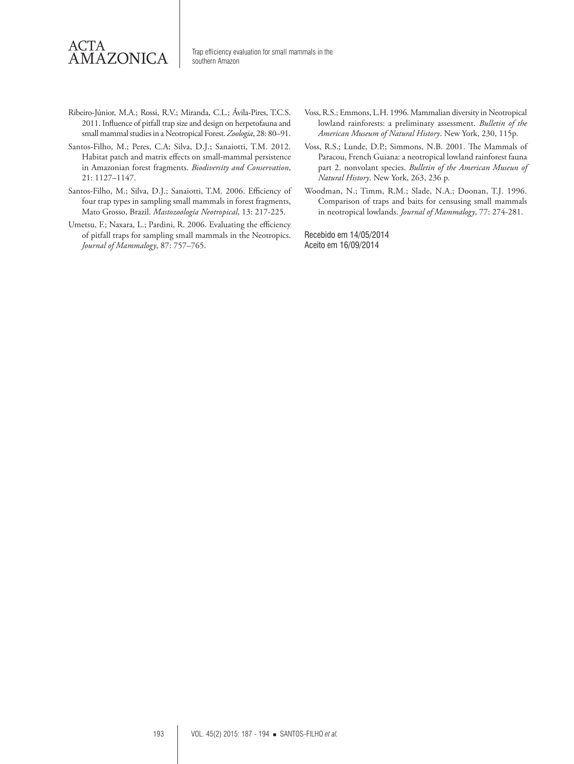Ribeiro-Júnior, M.A.; Rossi, R.V.; Miranda, C.L.; Ávila-Pires, T.C.S. 2011. Influence of pitfall trap size and design on herpetofauna and small mammal studies in a Neotropical Forest. *Zoologia*, 28: 80–91.

Santos-Filho, M.; Peres, C.A; Silva, D.J.; Sanaiotti, T.M. 2012. Habitat patch and matrix effects on small-mammal persistence in Amazonian forest fragments. *Biodiversity and Conservation*, 21: 1127–1147.

Santos-Filho, M.; Silva, D.J.; Sanaiotti, T.M. 2006. Efficiency of four trap types in sampling small mammals in forest fragments, Mato Grosso, Brazil. *Mastozoología Neotropical*, 13: 217-225.

Umetsu, F.; Naxara, L.; Pardini, R. 2006. Evaluating the efficiency of pitfall traps for sampling small mammals in the Neotropics. *Journal of Mammalogy*, 87: 757–765.

Voss, R.S.; Emmons, L.H. 1996. Mammalian diversity in Neotropical lowland rainforests: a preliminary assessment. *Bulletin of the American Museum of Natural History*. New York, 230, 115p.

Voss, R.S.; Lunde, D.P.; Simmons, N.B. 2001. The Mammals of Paracou, French Guiana: a neotropical lowland rainforest fauna part 2. nonvolant species. *Bulletin of the American Museun of Natural History*. New York, 263, 236 p.

Woodman, N.; Timm, R.M.; Slade, N.A.; Doonan, T.J. 1996. Comparison of traps and baits for censusing small mammals in neotropical lowlands. *Journal of Mammalogy*, 77: 274-281.

Recebido em 14/05/2014
Aceito em 16/09/2014